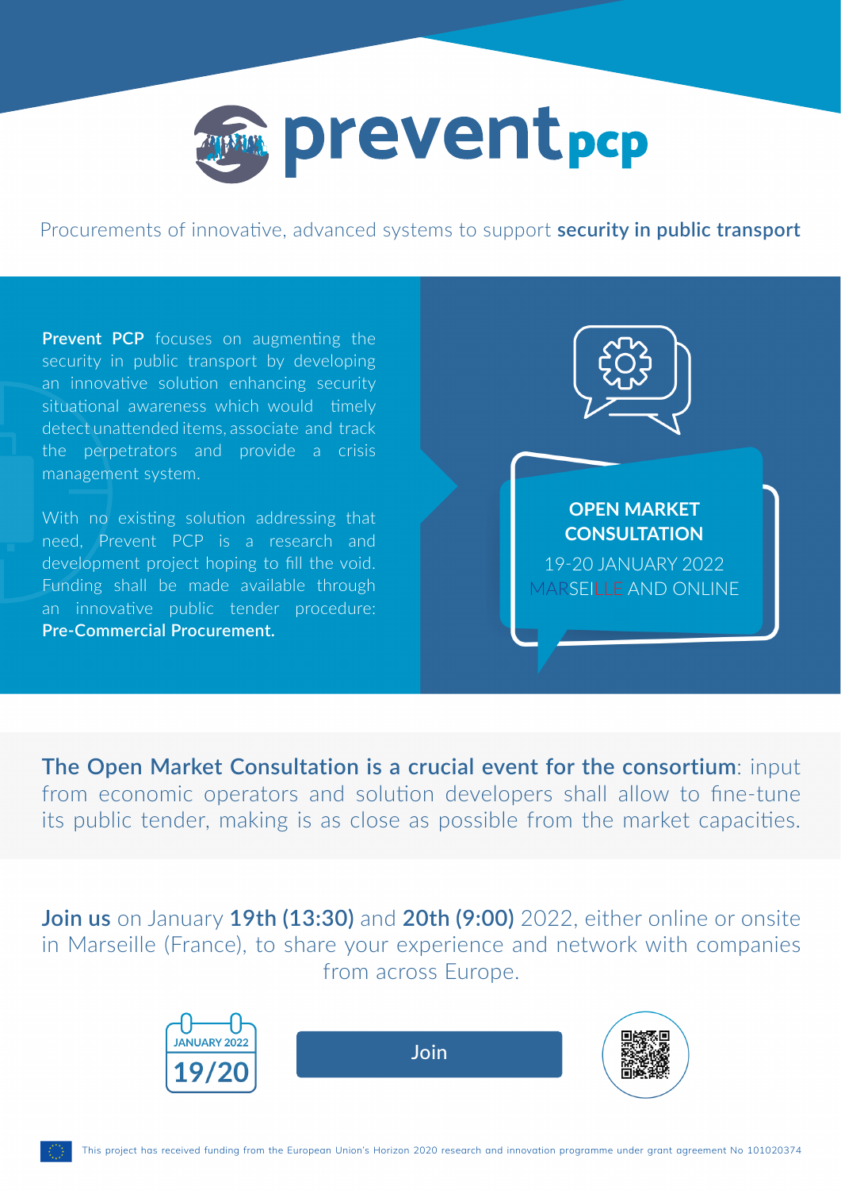# prevent pcp

Procurements of innovative, advanced systems to support **security in public transport**

**Prevent PCP** focuses on augmenting the security in public transport by developing an innovative solution enhancing security situational awareness which would timely detect unattended items, associate and track the perpetrators and provide a crisis management system.

With no existing solution addressing that need, Prevent PCP is a research and development project hoping to fill the void. Funding shall be made available through an innovative public tender procedure: **Pre-Commercial Procurement.**

## OPEN MARKET CONSULTATION

19-20 JANUARY 2022

MARSEILLE AND ONLINE

**The Open Market Consultation is a crucial event for the consortium**: input from economic operators and solution developers shall allow to fine-tune its public tender, making is as close as possible from the market capacities.

**Join us** on January **19th (13:30)** and **20th (9:00)** 2022, either online or onsite in Marseille (France), to share your experience and network with companies from across Europe.

JANUARY 2022

19/20

Join

This project has received funding from the European Union's Horizon 2020 research and innovation programme under grant agreement No 101020374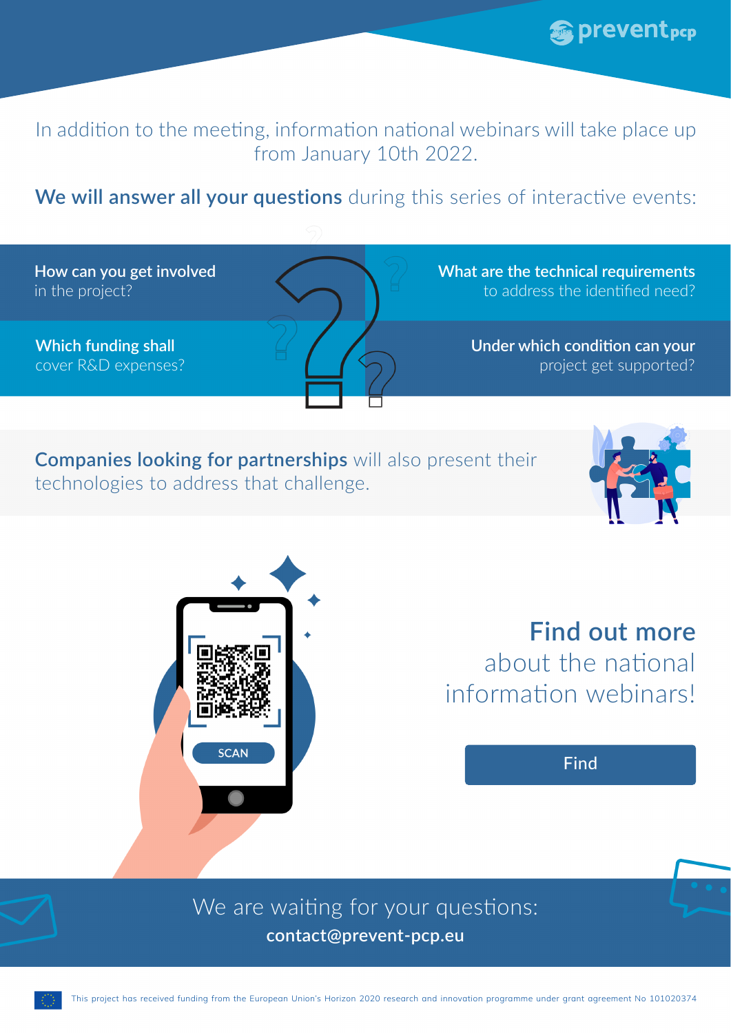In addition to the meeting, information national webinars will take place up from January 10th 2022.

**We will answer all your questions** during this series of interactive events:

- **How can you get involved** in the project?
- **What are the technical requirements** to address the identified need?
- **Which funding shall** cover R&D expenses?
- **Under which condition can your** project get supported?

**Companies looking for partnerships** will also present their technologies to address that challenge.

SCAN

## **Find out more** about the national information webinars!

Find

We are waiting for your questions:
**contact@prevent-pcp.eu**

This project has received funding from the European Union's Horizon 2020 research and innovation programme under grant agreement No 101020374